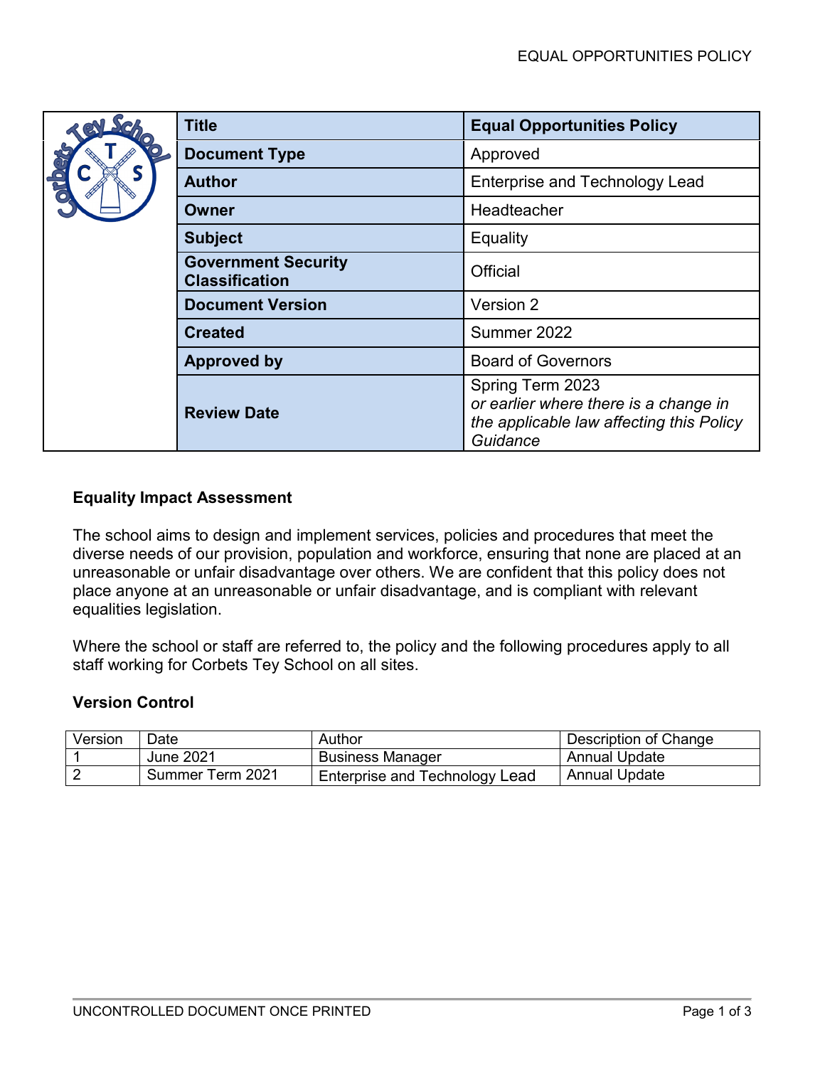| Title | Equal Opportunities Policy |
|---|---|
| Document Type | Approved |
| Author | Enterprise and Technology Lead |
| Owner | Headteacher |
| Subject | Equality |
| Government Security Classification | Official |
| Document Version | Version 2 |
| Created | Summer 2022 |
| Approved by | Board of Governors |
| Review Date | Spring Term 2023 *or earlier where there is a change in the applicable law affecting this Policy Guidance* |

### Equality Impact Assessment

The school aims to design and implement services, policies and procedures that meet the diverse needs of our provision, population and workforce, ensuring that none are placed at an unreasonable or unfair disadvantage over others. We are confident that this policy does not place anyone at an unreasonable or unfair disadvantage, and is compliant with relevant equalities legislation.

Where the school or staff are referred to, the policy and the following procedures apply to all staff working for Corbets Tey School on all sites.

### Version Control

| Version | Date | Author | Description of Change |
|---|---|---|---|
| 1 | June 2021 | Business Manager | Annual Update |
| 2 | Summer Term 2021 | Enterprise and Technology Lead | Annual Update |

UNCONTROLLED DOCUMENT ONCE PRINTED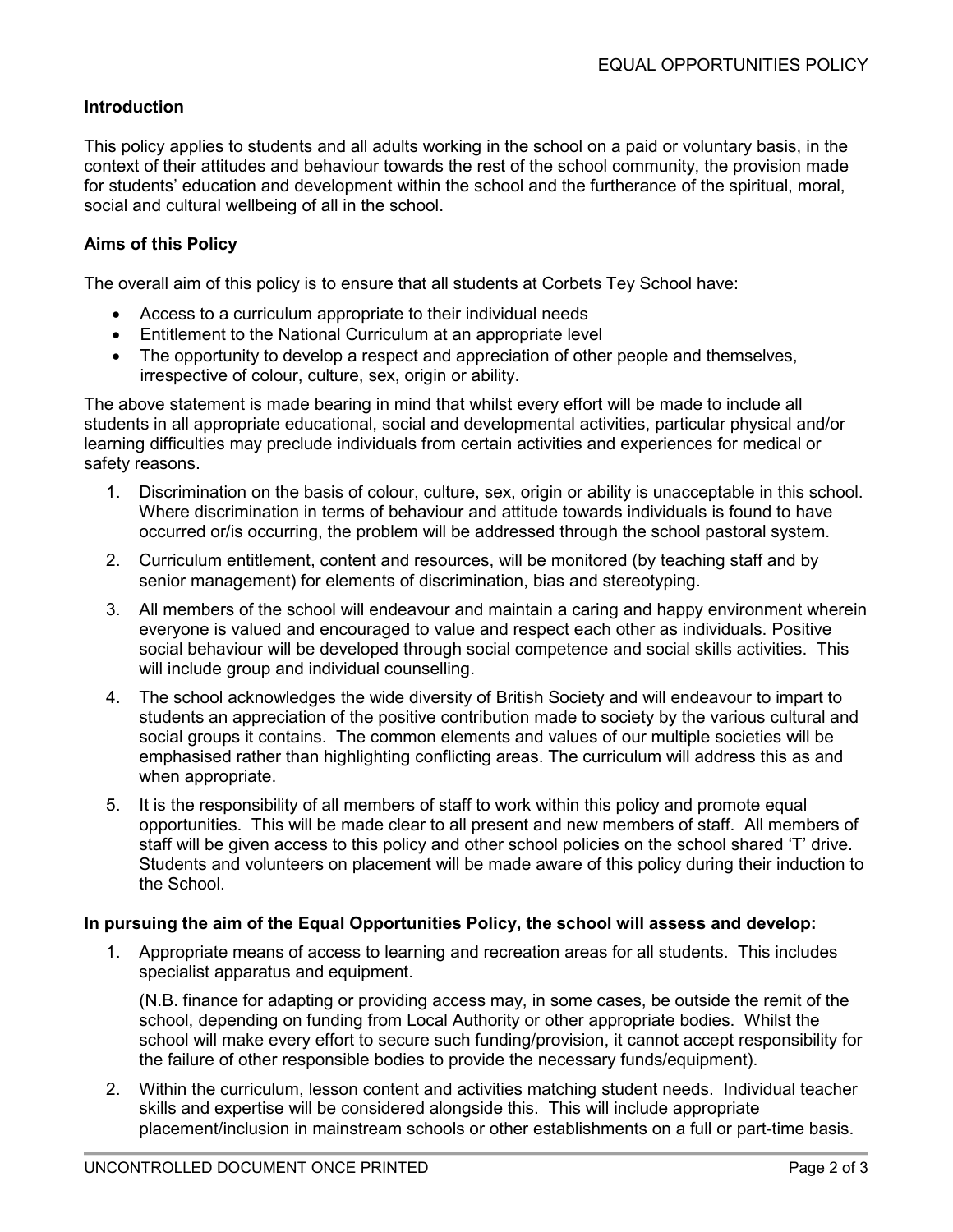### Introduction

This policy applies to students and all adults working in the school on a paid or voluntary basis, in the context of their attitudes and behaviour towards the rest of the school community, the provision made for students' education and development within the school and the furtherance of the spiritual, moral, social and cultural wellbeing of all in the school.

### Aims of this Policy

The overall aim of this policy is to ensure that all students at Corbets Tey School have:

- Access to a curriculum appropriate to their individual needs
- Entitlement to the National Curriculum at an appropriate level
- The opportunity to develop a respect and appreciation of other people and themselves, irrespective of colour, culture, sex, origin or ability.

The above statement is made bearing in mind that whilst every effort will be made to include all students in all appropriate educational, social and developmental activities, particular physical and/or learning difficulties may preclude individuals from certain activities and experiences for medical or safety reasons.

1. Discrimination on the basis of colour, culture, sex, origin or ability is unacceptable in this school. Where discrimination in terms of behaviour and attitude towards individuals is found to have occurred or/is occurring, the problem will be addressed through the school pastoral system.
2. Curriculum entitlement, content and resources, will be monitored (by teaching staff and by senior management) for elements of discrimination, bias and stereotyping.
3. All members of the school will endeavour and maintain a caring and happy environment wherein everyone is valued and encouraged to value and respect each other as individuals. Positive social behaviour will be developed through social competence and social skills activities. This will include group and individual counselling.
4. The school acknowledges the wide diversity of British Society and will endeavour to impart to students an appreciation of the positive contribution made to society by the various cultural and social groups it contains. The common elements and values of our multiple societies will be emphasised rather than highlighting conflicting areas. The curriculum will address this as and when appropriate.
5. It is the responsibility of all members of staff to work within this policy and promote equal opportunities. This will be made clear to all present and new members of staff. All members of staff will be given access to this policy and other school policies on the school shared 'T' drive. Students and volunteers on placement will be made aware of this policy during their induction to the School.

**In pursuing the aim of the Equal Opportunities Policy, the school will assess and develop:**

1. Appropriate means of access to learning and recreation areas for all students. This includes specialist apparatus and equipment.

   (N.B. finance for adapting or providing access may, in some cases, be outside the remit of the school, depending on funding from Local Authority or other appropriate bodies. Whilst the school will make every effort to secure such funding/provision, it cannot accept responsibility for the failure of other responsible bodies to provide the necessary funds/equipment).

2. Within the curriculum, lesson content and activities matching student needs. Individual teacher skills and expertise will be considered alongside this. This will include appropriate placement/inclusion in mainstream schools or other establishments on a full or part-time basis.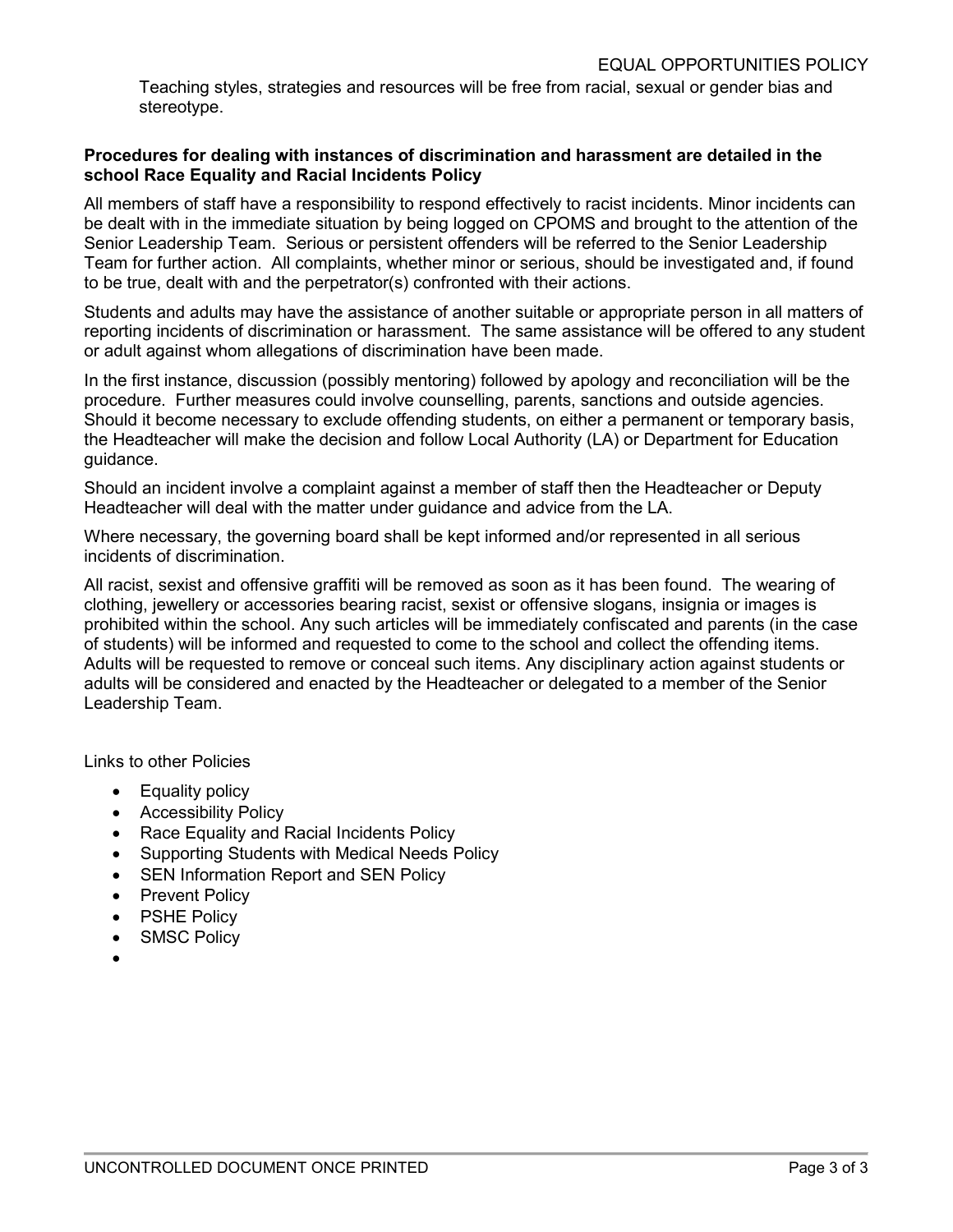Teaching styles, strategies and resources will be free from racial, sexual or gender bias and stereotype.

**Procedures for dealing with instances of discrimination and harassment are detailed in the school Race Equality and Racial Incidents Policy**

All members of staff have a responsibility to respond effectively to racist incidents. Minor incidents can be dealt with in the immediate situation by being logged on CPOMS and brought to the attention of the Senior Leadership Team. Serious or persistent offenders will be referred to the Senior Leadership Team for further action. All complaints, whether minor or serious, should be investigated and, if found to be true, dealt with and the perpetrator(s) confronted with their actions.

Students and adults may have the assistance of another suitable or appropriate person in all matters of reporting incidents of discrimination or harassment. The same assistance will be offered to any student or adult against whom allegations of discrimination have been made.

In the first instance, discussion (possibly mentoring) followed by apology and reconciliation will be the procedure. Further measures could involve counselling, parents, sanctions and outside agencies. Should it become necessary to exclude offending students, on either a permanent or temporary basis, the Headteacher will make the decision and follow Local Authority (LA) or Department for Education guidance.

Should an incident involve a complaint against a member of staff then the Headteacher or Deputy Headteacher will deal with the matter under guidance and advice from the LA.

Where necessary, the governing board shall be kept informed and/or represented in all serious incidents of discrimination.

All racist, sexist and offensive graffiti will be removed as soon as it has been found. The wearing of clothing, jewellery or accessories bearing racist, sexist or offensive slogans, insignia or images is prohibited within the school. Any such articles will be immediately confiscated and parents (in the case of students) will be informed and requested to come to the school and collect the offending items. Adults will be requested to remove or conceal such items. Any disciplinary action against students or adults will be considered and enacted by the Headteacher or delegated to a member of the Senior Leadership Team.

Links to other Policies

- Equality policy
- Accessibility Policy
- Race Equality and Racial Incidents Policy
- Supporting Students with Medical Needs Policy
- SEN Information Report and SEN Policy
- Prevent Policy
- PSHE Policy
- SMSC Policy